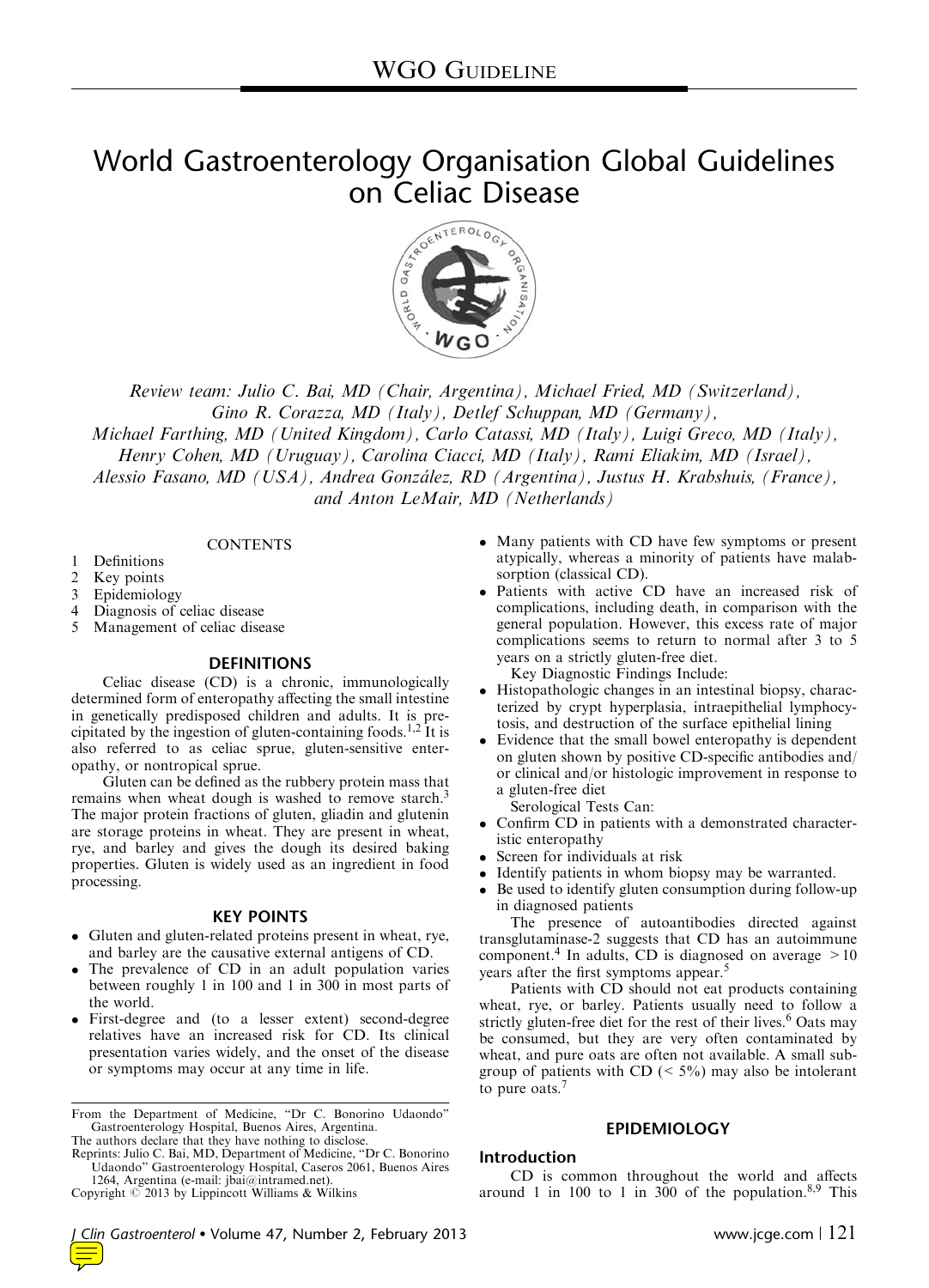# World Gastroenterology Organisation Global Guidelines on Celiac Disease

*Review team: Julio C. Bai, MD (Chair, Argentina), Michael Fried, MD (Switzerland), Gino R. Corazza, MD (Italy), Detlef Schuppan, MD (Germany), Michael Farthing, MD (United Kingdom), Carlo Catassi, MD (Italy), Luigi Greco, MD (Italy), Henry Cohen, MD (Uruguay), Carolina Ciacci, MD (Italy), Rami Eliakim, MD (Israel), Alessio Fasano, MD (USA), Andrea González, RD (Argentina), Justus H. Krabshuis, (France), and Anton LeMair, MD (Netherlands)*

CONTENTS

1. Definitions
2. Key points
3. Epidemiology
4. Diagnosis of celiac disease
5. Management of celiac disease

## DEFINITIONS

Celiac disease (CD) is a chronic, immunologically determined form of enteropathy affecting the small intestine in genetically predisposed children and adults. It is precipitated by the ingestion of gluten-containing foods.[1,2] It is also referred to as celiac sprue, gluten-sensitive enteropathy, or nontropical sprue.

Gluten can be defined as the rubbery protein mass that remains when wheat dough is washed to remove starch.[3] The major protein fractions of gluten, gliadin and glutenin are storage proteins in wheat. They are present in wheat, rye, and barley and gives the dough its desired baking properties. Gluten is widely used as an ingredient in food processing.

## KEY POINTS

- Gluten and gluten-related proteins present in wheat, rye, and barley are the causative external antigens of CD.
- The prevalence of CD in an adult population varies between roughly 1 in 100 and 1 in 300 in most parts of the world.
- First-degree and (to a lesser extent) second-degree relatives have an increased risk for CD. Its clinical presentation varies widely, and the onset of the disease or symptoms may occur at any time in life.
- Many patients with CD have few symptoms or present atypically, whereas a minority of patients have malabsorption (classical CD).
- Patients with active CD have an increased risk of complications, including death, in comparison with the general population. However, this excess rate of major complications seems to return to normal after 3 to 5 years on a strictly gluten-free diet.

Key Diagnostic Findings Include:

- Histopathologic changes in an intestinal biopsy, characterized by crypt hyperplasia, intraepithelial lymphocytosis, and destruction of the surface epithelial lining
- Evidence that the small bowel enteropathy is dependent on gluten shown by positive CD-specific antibodies and/or clinical and/or histologic improvement in response to a gluten-free diet

Serological Tests Can:

- Confirm CD in patients with a demonstrated characteristic enteropathy
- Screen for individuals at risk
- Identify patients in whom biopsy may be warranted.
- Be used to identify gluten consumption during follow-up in diagnosed patients

The presence of autoantibodies directed against transglutaminase-2 suggests that CD has an autoimmune component.[4] In adults, CD is diagnosed on average >10 years after the first symptoms appear.[5]

Patients with CD should not eat products containing wheat, rye, or barley. Patients usually need to follow a strictly gluten-free diet for the rest of their lives.[6] Oats may be consumed, but they are very often contaminated by wheat, and pure oats are often not available. A small subgroup of patients with CD (< 5%) may also be intolerant to pure oats.[7]

## EPIDEMIOLOGY

### Introduction

CD is common throughout the world and affects around 1 in 100 to 1 in 300 of the population.[8,9] This

From the Department of Medicine, "Dr C. Bonorino Udaondo" Gastroenterology Hospital, Buenos Aires, Argentina.
The authors declare that they have nothing to disclose.
Reprints: Julio C. Bai, MD, Department of Medicine, "Dr C. Bonorino Udaondo" Gastroenterology Hospital, Caseros 2061, Buenos Aires 1264, Argentina (e-mail: jbai@intramed.net).
Copyright © 2013 by Lippincott Williams & Wilkins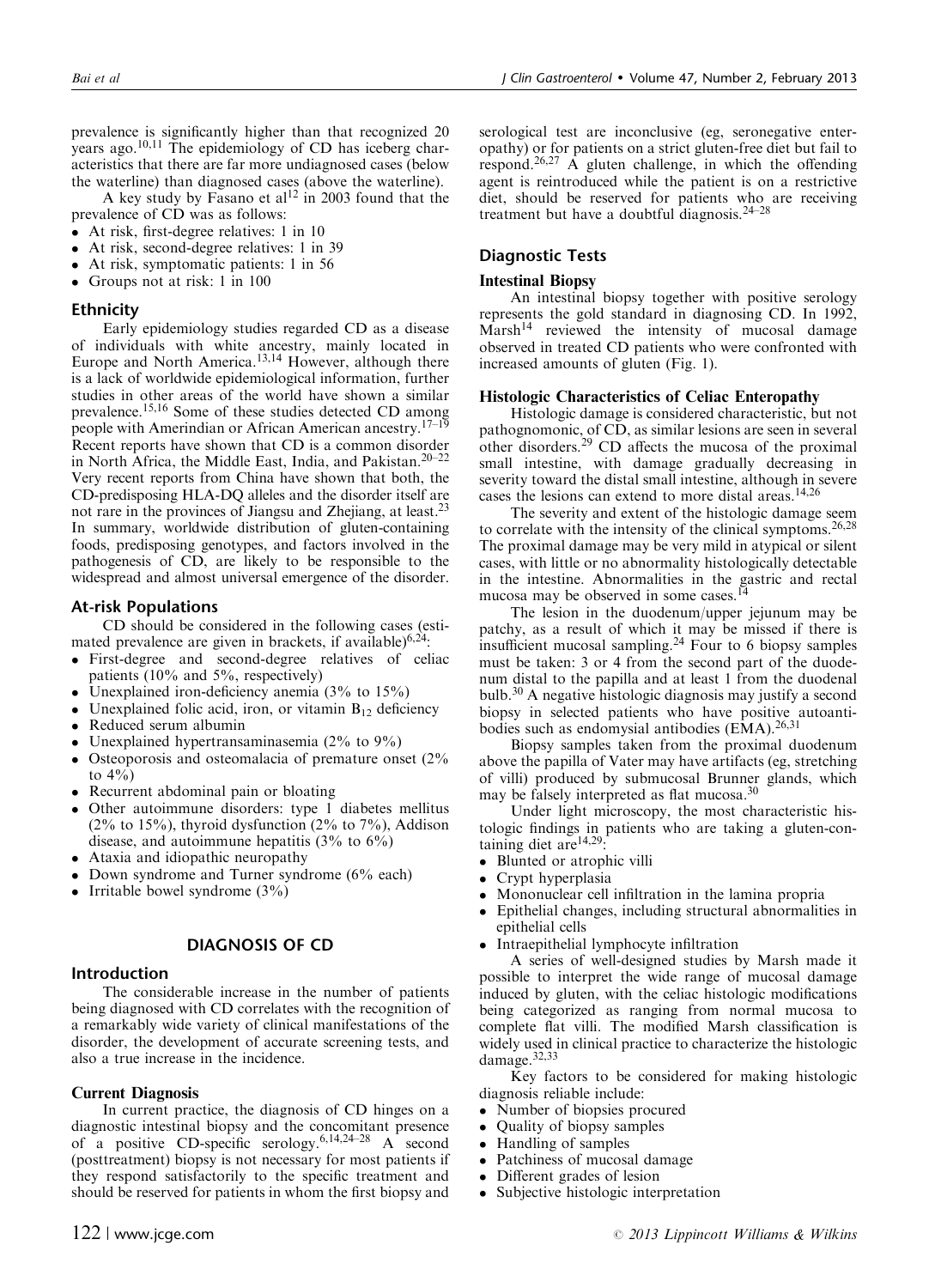prevalence is significantly higher than that recognized 20 years ago.[10,11] The epidemiology of CD has iceberg characteristics that there are far more undiagnosed cases (below the waterline) than diagnosed cases (above the waterline).

A key study by Fasano et al[12] in 2003 found that the prevalence of CD was as follows:

- At risk, first-degree relatives: 1 in 10
- At risk, second-degree relatives: 1 in 39
- At risk, symptomatic patients: 1 in 56
- Groups not at risk: 1 in 100

## Ethnicity

Early epidemiology studies regarded CD as a disease of individuals with white ancestry, mainly located in Europe and North America.[13,14] However, although there is a lack of worldwide epidemiological information, further studies in other areas of the world have shown a similar prevalence.[15,16] Some of these studies detected CD among people with Amerindian or African American ancestry.[17–19] Recent reports have shown that CD is a common disorder in North Africa, the Middle East, India, and Pakistan.[20–22] Very recent reports from China have shown that both, the CD-predisposing HLA-DQ alleles and the disorder itself are not rare in the provinces of Jiangsu and Zhejiang, at least.[23] In summary, worldwide distribution of gluten-containing foods, predisposing genotypes, and factors involved in the pathogenesis of CD, are likely to be responsible to the widespread and almost universal emergence of the disorder.

## At-risk Populations

CD should be considered in the following cases (estimated prevalence are given in brackets, if available)[6,24]:

- First-degree and second-degree relatives of celiac patients (10% and 5%, respectively)
- Unexplained iron-deficiency anemia (3% to 15%)
- Unexplained folic acid, iron, or vitamin $B_{12}$ deficiency
- Reduced serum albumin
- Unexplained hypertransaminasemia (2% to 9%)
- Osteoporosis and osteomalacia of premature onset (2% to 4%)
- Recurrent abdominal pain or bloating
- Other autoimmune disorders: type 1 diabetes mellitus (2% to 15%), thyroid dysfunction (2% to 7%), Addison disease, and autoimmune hepatitis (3% to 6%)
- Ataxia and idiopathic neuropathy
- Down syndrome and Turner syndrome (6% each)
- Irritable bowel syndrome (3%)

# DIAGNOSIS OF CD

## Introduction

The considerable increase in the number of patients being diagnosed with CD correlates with the recognition of a remarkably wide variety of clinical manifestations of the disorder, the development of accurate screening tests, and also a true increase in the incidence.

### Current Diagnosis

In current practice, the diagnosis of CD hinges on a diagnostic intestinal biopsy and the concomitant presence of a positive CD-specific serology.[6,14,24–28] A second (posttreatment) biopsy is not necessary for most patients if they respond satisfactorily to the specific treatment and should be reserved for patients in whom the first biopsy and serological test are inconclusive (eg, seronegative enteropathy) or for patients on a strict gluten-free diet but fail to respond.[26,27] A gluten challenge, in which the offending agent is reintroduced while the patient is on a restrictive diet, should be reserved for patients who are receiving treatment but have a doubtful diagnosis.[24–28]

## Diagnostic Tests

### Intestinal Biopsy

An intestinal biopsy together with positive serology represents the gold standard in diagnosing CD. In 1992, Marsh[14] reviewed the intensity of mucosal damage observed in treated CD patients who were confronted with increased amounts of gluten (Fig. 1).

### Histologic Characteristics of Celiac Enteropathy

Histologic damage is considered characteristic, but not pathognomonic, of CD, as similar lesions are seen in several other disorders.[29] CD affects the mucosa of the proximal small intestine, with damage gradually decreasing in severity toward the distal small intestine, although in severe cases the lesions can extend to more distal areas.[14,26]

The severity and extent of the histologic damage seem to correlate with the intensity of the clinical symptoms.[26,28] The proximal damage may be very mild in atypical or silent cases, with little or no abnormality histologically detectable in the intestine. Abnormalities in the gastric and rectal mucosa may be observed in some cases.[14]

The lesion in the duodenum/upper jejunum may be patchy, as a result of which it may be missed if there is insufficient mucosal sampling.[24] Four to 6 biopsy samples must be taken: 3 or 4 from the second part of the duodenum distal to the papilla and at least 1 from the duodenal bulb.[30] A negative histologic diagnosis may justify a second biopsy in selected patients who have positive autoantibodies such as endomysial antibodies (EMA).[26,31]

Biopsy samples taken from the proximal duodenum above the papilla of Vater may have artifacts (eg, stretching of villi) produced by submucosal Brunner glands, which may be falsely interpreted as flat mucosa.[30]

Under light microscopy, the most characteristic histologic findings in patients who are taking a gluten-containing diet are[14,29]:

- Blunted or atrophic villi
- Crypt hyperplasia
- Mononuclear cell infiltration in the lamina propria
- Epithelial changes, including structural abnormalities in epithelial cells
- Intraepithelial lymphocyte infiltration

A series of well-designed studies by Marsh made it possible to interpret the wide range of mucosal damage induced by gluten, with the celiac histologic modifications being categorized as ranging from normal mucosa to complete flat villi. The modified Marsh classification is widely used in clinical practice to characterize the histologic damage.[32,33]

Key factors to be considered for making histologic diagnosis reliable include:

- Number of biopsies procured
- Quality of biopsy samples
- Handling of samples
- Patchiness of mucosal damage
- Different grades of lesion
- Subjective histologic interpretation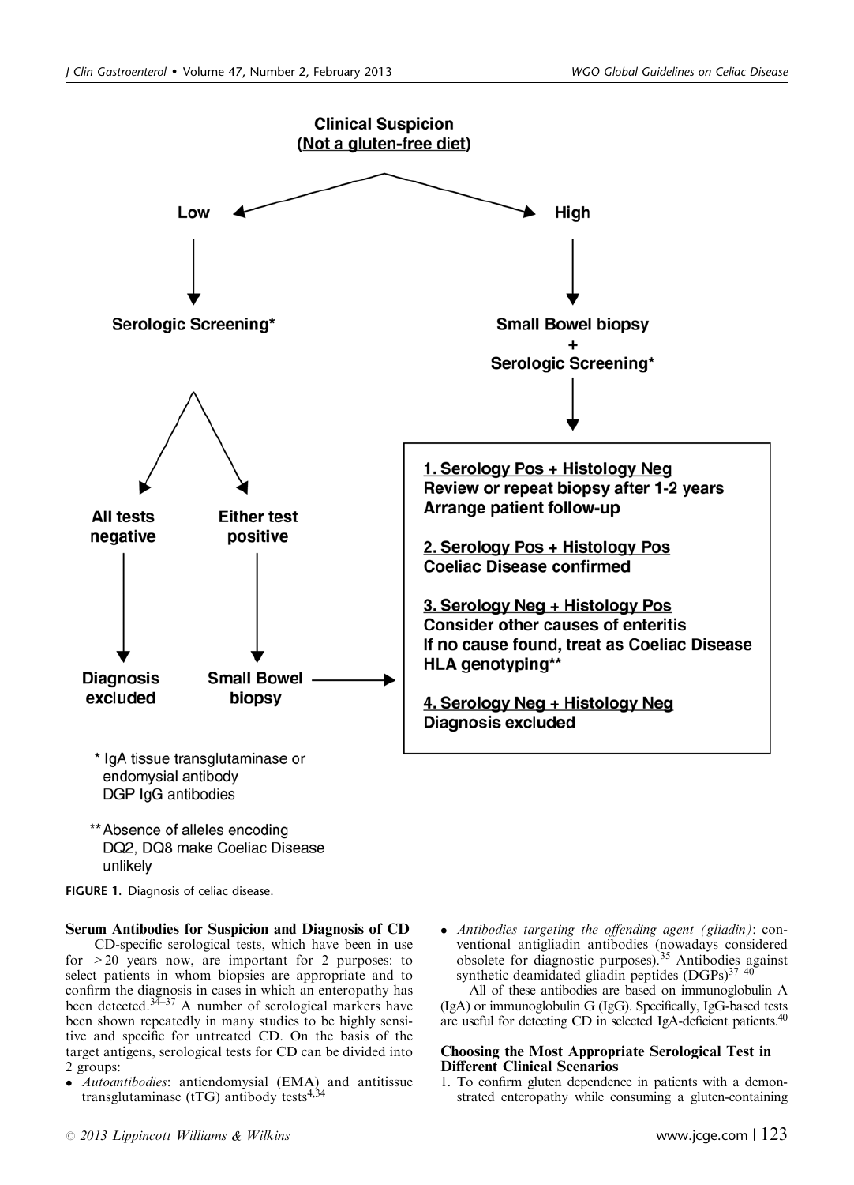Clinical Suspicion
(Not a gluten-free diet)

Low → Serologic Screening*

- All tests negative → Diagnosis excluded
- Either test positive → Small Bowel biopsy →

High → Small Bowel biopsy + Serologic Screening* →

1. **Serology Pos + Histology Neg**
   Review or repeat biopsy after 1-2 years
   Arrange patient follow-up

2. **Serology Pos + Histology Pos**
   Coeliac Disease confirmed

3. **Serology Neg + Histology Pos**
   Consider other causes of enteritis
   If no cause found, treat as Coeliac Disease
   HLA genotyping**

4. **Serology Neg + Histology Neg**
   Diagnosis excluded

\* IgA tissue transglutaminase or endomysial antibody
DGP IgG antibodies

\*\* Absence of alleles encoding DQ2, DQ8 make Coeliac Disease unlikely

FIGURE 1. Diagnosis of celiac disease.

### Serum Antibodies for Suspicion and Diagnosis of CD

CD-specific serological tests, which have been in use for >20 years now, are important for 2 purposes: to select patients in whom biopsies are appropriate and to confirm the diagnosis in cases in which an enteropathy has been detected.[34–37] A number of serological markers have been shown repeatedly in many studies to be highly sensitive and specific for untreated CD. On the basis of the target antigens, serological tests for CD can be divided into 2 groups:

- *Autoantibodies*: antiendomysial (EMA) and antitissue transglutaminase (tTG) antibody tests[4,34]
- *Antibodies targeting the offending agent (gliadin)*: conventional antigliadin antibodies (nowadays considered obsolete for diagnostic purposes).[35] Antibodies against synthetic deamidated gliadin peptides (DGPs)[37–40]

All of these antibodies are based on immunoglobulin A (IgA) or immunoglobulin G (IgG). Specifically, IgG-based tests are useful for detecting CD in selected IgA-deficient patients.[40]

### Choosing the Most Appropriate Serological Test in Different Clinical Scenarios

1. To confirm gluten dependence in patients with a demonstrated enteropathy while consuming a gluten-containing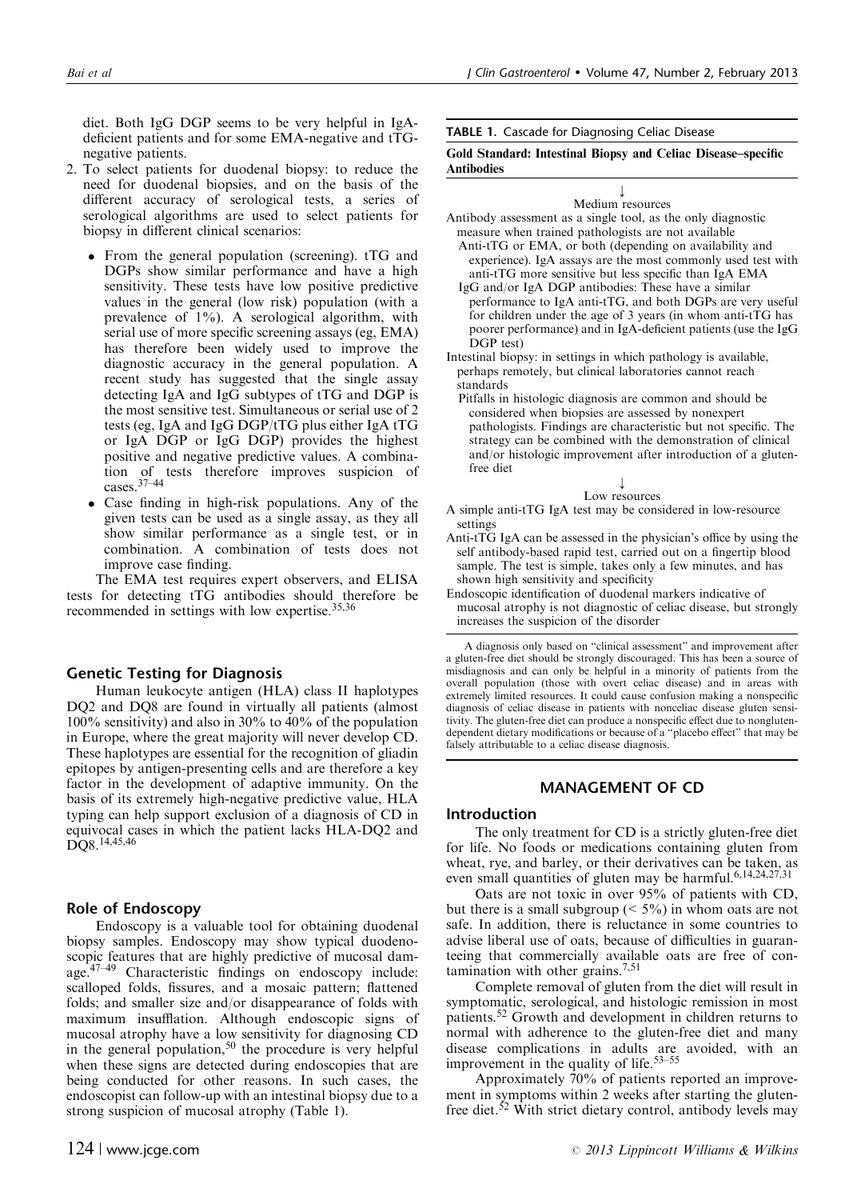diet. Both IgG DGP seems to be very helpful in IgA-deficient patients and for some EMA-negative and tTG-negative patients.

2. To select patients for duodenal biopsy: to reduce the need for duodenal biopsies, and on the basis of the different accuracy of serological tests, a series of serological algorithms are used to select patients for biopsy in different clinical scenarios:
   - From the general population (screening). tTG and DGPs show similar performance and have a high sensitivity. These tests have low positive predictive values in the general (low risk) population (with a prevalence of 1%). A serological algorithm, with serial use of more specific screening assays (eg, EMA) has therefore been widely used to improve the diagnostic accuracy in the general population. A recent study has suggested that the single assay detecting IgA and IgG subtypes of tTG and DGP is the most sensitive test. Simultaneous or serial use of 2 tests (eg, IgA and IgG DGP/tTG plus either IgA tTG or IgA DGP or IgG DGP) provides the highest positive and negative predictive values. A combination of tests therefore improves suspicion of cases.[37–44]
   - Case finding in high-risk populations. Any of the given tests can be used as a single assay, as they all show similar performance as a single test, or in combination. A combination of tests does not improve case finding.

   The EMA test requires expert observers, and ELISA tests for detecting tTG antibodies should therefore be recommended in settings with low expertise.[35,36]

### Genetic Testing for Diagnosis

Human leukocyte antigen (HLA) class II haplotypes DQ2 and DQ8 are found in virtually all patients (almost 100% sensitivity) and also in 30% to 40% of the population in Europe, where the great majority will never develop CD. These haplotypes are essential for the recognition of gliadin epitopes by antigen-presenting cells and are therefore a key factor in the development of adaptive immunity. On the basis of its extremely high-negative predictive value, HLA typing can help support exclusion of a diagnosis of CD in equivocal cases in which the patient lacks HLA-DQ2 and DQ8.[14,45,46]

### Role of Endoscopy

Endoscopy is a valuable tool for obtaining duodenal biopsy samples. Endoscopy may show typical duodenoscopic features that are highly predictive of mucosal damage.[47–49] Characteristic findings on endoscopy include: scalloped folds, fissures, and a mosaic pattern; flattened folds; and smaller size and/or disappearance of folds with maximum insufflation. Although endoscopic signs of mucosal atrophy have a low sensitivity for diagnosing CD in the general population,[50] the procedure is very helpful when these signs are detected during endoscopies that are being conducted for other reasons. In such cases, the endoscopist can follow-up with an intestinal biopsy due to a strong suspicion of mucosal atrophy (Table 1).

**TABLE 1.** Cascade for Diagnosing Celiac Disease

| **Gold Standard: Intestinal Biopsy and Celiac Disease–specific Antibodies** |
|---|
| ↓ |
| Medium resources |
| Antibody assessment as a single tool, as the only diagnostic measure when trained pathologists are not available |
| Anti-tTG or EMA, or both (depending on availability and experience). IgA assays are the most commonly used test with anti-tTG more sensitive but less specific than IgA EMA |
| IgG and/or IgA DGP antibodies: These have a similar performance to IgA anti-tTG, and both DGPs are very useful for children under the age of 3 years (in whom anti-tTG has poorer performance) and in IgA-deficient patients (use the IgG DGP test) |
| Intestinal biopsy: in settings in which pathology is available, perhaps remotely, but clinical laboratories cannot reach standards |
| Pitfalls in histologic diagnosis are common and should be considered when biopsies are assessed by nonexpert pathologists. Findings are characteristic but not specific. The strategy can be combined with the demonstration of clinical and/or histologic improvement after introduction of a gluten-free diet |
| ↓ |
| Low resources |
| A simple anti-tTG IgA test may be considered in low-resource settings |
| Anti-tTG IgA can be assessed in the physician's office by using the self antibody-based rapid test, carried out on a fingertip blood sample. The test is simple, takes only a few minutes, and has shown high sensitivity and specificity |
| Endoscopic identification of duodenal markers indicative of mucosal atrophy is not diagnostic of celiac disease, but strongly increases the suspicion of the disorder |

A diagnosis only based on "clinical assessment" and improvement after a gluten-free diet should be strongly discouraged. This has been a source of misdiagnosis and can only be helpful in a minority of patients from the overall population (those with overt celiac disease) and in areas with extremely limited resources. It could cause confusion making a nonspecific diagnosis of celiac disease in patients with nonceliac disease gluten sensitivity. The gluten-free diet can produce a nonspecific effect due to nongluten-dependent dietary modifications or because of a "placebo effect" that may be falsely attributable to a celiac disease diagnosis.

## MANAGEMENT OF CD

### Introduction

The only treatment for CD is a strictly gluten-free diet for life. No foods or medications containing gluten from wheat, rye, and barley, or their derivatives can be taken, as even small quantities of gluten may be harmful.[6,14,24,27,31]

Oats are not toxic in over 95% of patients with CD, but there is a small subgroup (< 5%) in whom oats are not safe. In addition, there is reluctance in some countries to advise liberal use of oats, because of difficulties in guaranteeing that commercially available oats are free of contamination with other grains.[7,51]

Complete removal of gluten from the diet will result in symptomatic, serological, and histologic remission in most patients.[52] Growth and development in children returns to normal with adherence to the gluten-free diet and many disease complications in adults are avoided, with an improvement in the quality of life.[53–55]

Approximately 70% of patients reported an improvement in symptoms within 2 weeks after starting the gluten-free diet.[52] With strict dietary control, antibody levels may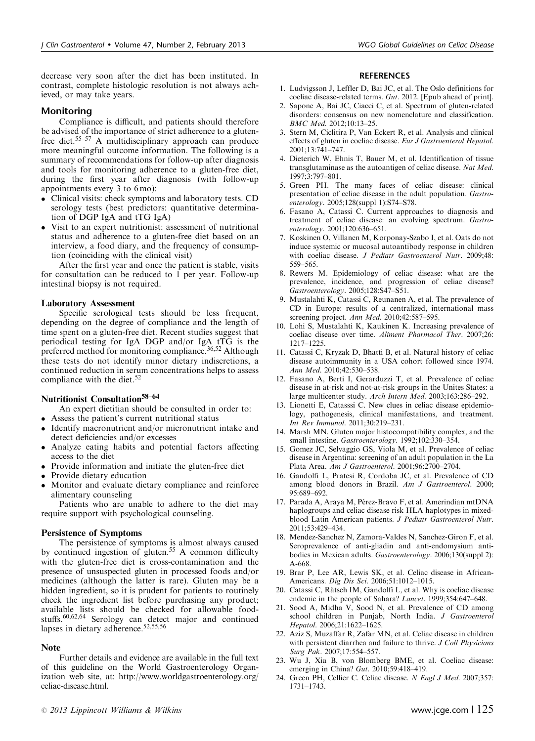decrease very soon after the diet has been instituted. In contrast, complete histologic resolution is not always achieved, or may take years.

## Monitoring

Compliance is difficult, and patients should therefore be advised of the importance of strict adherence to a gluten-free diet.[55–57] A multidisciplinary approach can produce more meaningful outcome information. The following is a summary of recommendations for follow-up after diagnosis and tools for monitoring adherence to a gluten-free diet, during the first year after diagnosis (with follow-up appointments every 3 to 6 mo):

- Clinical visits: check symptoms and laboratory tests. CD serology tests (best predictors: quantitative determination of DGP IgA and tTG IgA)
- Visit to an expert nutritionist: assessment of nutritional status and adherence to a gluten-free diet based on an interview, a food diary, and the frequency of consumption (coinciding with the clinical visit)

After the first year and once the patient is stable, visits for consultation can be reduced to 1 per year. Follow-up intestinal biopsy is not required.

### Laboratory Assessment

Specific serological tests should be less frequent, depending on the degree of compliance and the length of time spent on a gluten-free diet. Recent studies suggest that periodical testing for IgA DGP and/or IgA tTG is the preferred method for monitoring compliance.[36,52] Although these tests do not identify minor dietary indiscretions, a continued reduction in serum concentrations helps to assess compliance with the diet.[52]

### Nutritionist Consultation[58–64]

An expert dietitian should be consulted in order to:

- Assess the patient's current nutritional status
- Identify macronutrient and/or micronutrient intake and detect deficiencies and/or excesses
- Analyze eating habits and potential factors affecting access to the diet
- Provide information and initiate the gluten-free diet
- Provide dietary education
- Monitor and evaluate dietary compliance and reinforce alimentary counseling

Patients who are unable to adhere to the diet may require support with psychological counseling.

### Persistence of Symptoms

The persistence of symptoms is almost always caused by continued ingestion of gluten.[55] A common difficulty with the gluten-free diet is cross-contamination and the presence of unsuspected gluten in processed foods and/or medicines (although the latter is rare). Gluten may be a hidden ingredient, so it is prudent for patients to routinely check the ingredient list before purchasing any product; available lists should be checked for allowable foodstuffs.[60,62,64] Serology can detect major and continued lapses in dietary adherence.[52,55,56]

### Note

Further details and evidence are available in the full text of this guideline on the World Gastroenterology Organization web site, at: http://www.worldgastroenterology.org/celiac-disease.html.

## REFERENCES

1. Ludvigsson J, Leffler D, Bai JC, et al. The Oslo definitions for coeliac disease-related terms. *Gut*. 2012. [Epub ahead of print].
2. Sapone A, Bai JC, Ciacci C, et al. Spectrum of gluten-related disorders: consensus on new nomenclature and classification. *BMC Med*. 2012;10:13–25.
3. Stern M, Ciclitira P, Van Eckert R, et al. Analysis and clinical effects of gluten in coeliac disease. *Eur J Gastroenterol Hepatol*. 2001;13:741–747.
4. Dieterich W, Ehnis T, Bauer M, et al. Identification of tissue transglutaminase as the autoantigen of celiac disease. *Nat Med*. 1997;3:797–801.
5. Green PH. The many faces of celiac disease: clinical presentation of celiac disease in the adult population. *Gastroenterology*. 2005;128(suppl 1):S74–S78.
6. Fasano A, Catassi C. Current approaches to diagnosis and treatment of celiac disease: an evolving spectrum. *Gastroenterology*. 2001;120:636–651.
7. Koskinen O, Villanen M, Korponay-Szabo I, et al. Oats do not induce systemic or mucosal autoantibody response in children with coeliac disease. *J Pediatr Gastroenterol Nutr*. 2009;48: 559–565.
8. Rewers M. Epidemiology of celiac disease: what are the prevalence, incidence, and progression of celiac disease? *Gastroenterology*. 2005;128:S47–S51.
9. Mustalahti K, Catassi C, Reunanen A, et al. The prevalence of CD in Europe: results of a centralized, international mass screening project. *Ann Med*. 2010;42:587–595.
10. Lohi S, Mustalahti K, Kaukinen K. Increasing prevalence of coeliac disease over time. *Aliment Pharmacol Ther*. 2007;26: 1217–1225.
11. Catassi C, Kryzak D, Bhatti B, et al. Natural history of celiac disease autoimmunity in a USA cohort followed since 1974. *Ann Med*. 2010;42:530–538.
12. Fasano A, Berti I, Gerarduzzi T, et al. Prevalence of celiac disease in at-risk and not-at-risk groups in the Unites States: a large multicenter study. *Arch Intern Med*. 2003;163:286–292.
13. Lionetti E, Catasssi C. New clues in celiac disease epidemiology, pathogenesis, clinical manifestations, and treatment. *Int Rev Immunol*. 2011;30:219–231.
14. Marsh MN. Gluten major histocompatibility complex, and the small intestine. *Gastroenterology*. 1992;102:330–354.
15. Gomez JC, Selvaggio GS, Viola M, et al. Prevalence of celiac disease in Argentina: screening of an adult population in the La Plata Area. *Am J Gastroenterol*. 2001;96:2700–2704.
16. Gandolfi L, Pratesi R, Cordoba JC, et al. Prevalence of CD among blood donors in Brazil. *Am J Gastroenterol*. 2000; 95:689–692.
17. Parada A, Araya M, Pérez-Bravo F, et al. Amerindian mtDNA haplogroups and celiac disease risk HLA haplotypes in mixed-blood Latin American patients. *J Pediatr Gastroenterol Nutr*. 2011;53:429–434.
18. Mendez-Sanchez N, Zamora-Valdes N, Sanchez-Giron F, et al. Seroprevalence of anti-gliadin and anti-endomysium antibodies in Mexican adults. *Gastroenterology*. 2006;130(suppl 2): A-668.
19. Brar P, Lee AR, Lewis SK, et al. Celiac disease in African-Americans. *Dig Dis Sci*. 2006;51:1012–1015.
20. Catassi C, Rätsch IM, Gandolfi L, et al. Why is coeliac disease endemic in the people of Sahara? *Lancet*. 1999;354:647–648.
21. Sood A, Midha V, Sood N, et al. Prevalence of CD among school children in Punjab, North India. *J Gastroenterol Hepatol*. 2006;21:1622–1625.
22. Aziz S, Muzaffar R, Zafar MN, et al. Celiac disease in children with persistent diarrhea and failure to thrive. *J Coll Physicians Surg Pak*. 2007;17:554–557.
23. Wu J, Xia B, von Blomberg BME, et al. Coeliac disease: emerging in China? *Gut*. 2010;59:418–419.
24. Green PH, Cellier C. Celiac disease. *N Engl J Med*. 2007;357: 1731–1743.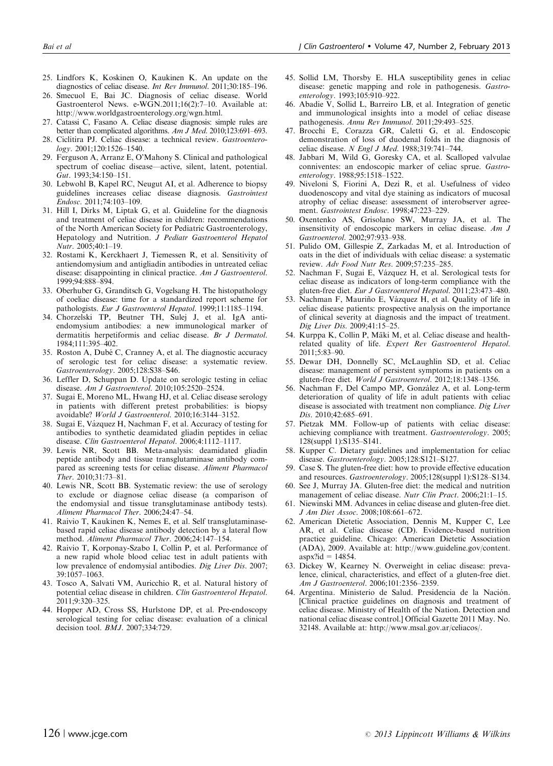25. Lindfors K, Koskinen O, Kaukinen K. An update on the diagnostics of celiac disease. *Int Rev Immunol*. 2011;30:185–196.
26. Smecuol E, Bai JC. Diagnosis of celiac disease. World Gastroenterol News. e-WGN.2011;16(2):7–10. Available at: http://www.worldgastroenterology.org/wgn.html.
27. Catassi C, Fasano A. Celiac disease diagnosis: simple rules are better than complicated algorithms. *Am J Med*. 2010;123:691–693.
28. Ciclitira PJ. Celiac disease: a technical review. *Gastroenterology*. 2001;120:1526–1540.
29. Ferguson A, Arranz E, O'Mahony S. Clinical and pathological spectrum of coeliac disease—active, silent, latent, potential. *Gut*. 1993;34:150–151.
30. Lebwohl B, Kapel RC, Neugut AI, et al. Adherence to biopsy guidelines increases celiac disease diagnosis. *Gastrointest Endosc*. 2011;74:103–109.
31. Hill I, Dirks M, Liptak G, et al. Guideline for the diagnosis and treatment of celiac disease in children: recommendations of the North American Society for Pediatric Gastroenterology, Hepatology and Nutrition. *J Pediatr Gastroenterol Hepatol Nutr*. 2005;40:1–19.
32. Rostami K, Kerckhaert J, Tiemessen R, et al. Sensitivity of antiendomysium and antigliadin antibodies in untreated celiac disease: disappointing in clinical practice. *Am J Gastroenterol*. 1999;94:888–894.
33. Oberhuber G, Granditsch G, Vogelsang H. The histopathology of coeliac disease: time for a standardized report scheme for pathologists. *Eur J Gastroenterol Hepatol*. 1999;11:1185–1194.
34. Chorzelski TP, Beutner TH, Sulej J, et al. IgA anti-endomysium antibodies: a new immunological marker of dermatitis herpetiformis and celiac disease. *Br J Dermatol*. 1984;111:395–402.
35. Roston A, Dubé C, Cranney A, et al. The diagnostic accuracy of serologic test for celiac disease: a systematic review. *Gastroenterology*. 2005;128:S38–S46.
36. Leffler D, Schuppan D. Update on serologic testing in celiac disease. *Am J Gastroenterol*. 2010;105:2520–2524.
37. Sugai E, Moreno ML, Hwang HJ, et al. Celiac disease serology in patients with different pretest probabilities: is biopsy avoidable? *World J Gastroenterol*. 2010;16:3144–3152.
38. Sugai E, Vázquez H, Nachman F, et al. Accuracy of testing for antibodies to synthetic deamidated gliadin peptides in celiac disease. *Clin Gastroenterol Hepatol*. 2006;4:1112–1117.
39. Lewis NR, Scott BB. Meta-analysis: deamidated gliadin peptide antibody and tissue transglutaminase antibody compared as screening tests for celiac disease. *Aliment Pharmacol Ther*. 2010;31:73–81.
40. Lewis NR, Scott BB. Systematic review: the use of serology to exclude or diagnose celiac disease (a comparison of the endomysial and tissue transglutaminase antibody tests). *Aliment Pharmacol Ther*. 2006;24:47–54.
41. Raivio T, Kaukinen K, Nemes E, et al. Self transglutaminase-based rapid celiac disease antibody detection by a lateral flow method. *Aliment Pharmacol Ther*. 2006;24:147–154.
42. Raivio T, Korponay-Szabo I, Collin P, et al. Performance of a new rapid whole blood celiac test in adult patients with low prevalence of endomysial antibodies. *Dig Liver Dis*. 2007; 39:1057–1063.
43. Tosco A, Salvati VM, Auricchio R, et al. Natural history of potential celiac disease in children. *Clin Gastroenterol Hepatol*. 2011;9:320–325.
44. Hopper AD, Cross SS, Hurlstone DP, et al. Pre-endoscopy serological testing for celiac disease: evaluation of a clinical decision tool. *BMJ*. 2007;334:729.
45. Sollid LM, Thorsby E. HLA susceptibility genes in celiac disease: genetic mapping and role in pathogenesis. *Gastroenterology*. 1993;105:910–922.
46. Abadie V, Sollid L, Barreiro LB, et al. Integration of genetic and immunological insights into a model of celiac disease pathogenesis. *Annu Rev Immunol*. 2011;29:493–525.
47. Brocchi E, Corazza GR, Caletti G, et al. Endoscopic demonstration of loss of duodenal folds in the diagnosis of celiac disease. *N Engl J Med*. 1988;319:741–744.
48. Jabbari M, Wild G, Goresky CA, et al. Scalloped valvulae conniventes: an endoscopic marker of celiac sprue. *Gastroenterology*. 1988;95:1518–1522.
49. Niveloni S, Fiorini A, Dezi R, et al. Usefulness of video duodenoscopy and vital dye staining as indicators of mucosal atrophy of celiac disease: assessment of interobserver agreement. *Gastrointest Endosc*. 1998;47:223–229.
50. Oxentenko AS, Grisolano SW, Murray JA, et al. The insensitivity of endoscopic markers in celiac disease. *Am J Gastroenterol*. 2002;97:933–938.
51. Pulido OM, Gillespie Z, Zarkadas M, et al. Introduction of oats in the diet of individuals with celiac disease: a systematic review. *Adv Food Nutr Res*. 2009;57:235–285.
52. Nachman F, Sugai E, Vázquez H, et al. Serological tests for celiac disease as indicators of long-term compliance with the gluten-free diet. *Eur J Gastroenterol Hepatol*. 2011;23:473–480.
53. Nachman F, Mauriño E, Vázquez H, et al. Quality of life in celiac disease patients: prospective analysis on the importance of clinical severity at diagnosis and the impact of treatment. *Dig Liver Dis*. 2009;41:15–25.
54. Kurppa K, Collin P, Mäki M, et al. Celiac disease and health-related quality of life. *Expert Rev Gastroenterol Hepatol*. 2011;5:83–90.
55. Dewar DH, Donnelly SC, McLaughlin SD, et al. Celiac disease: management of persistent symptoms in patients on a gluten-free diet. *World J Gastroenterol*. 2012;18:1348–1356.
56. Nachman F, Del Campo MP, González A, et al. Long-term deterioration of quality of life in adult patients with celiac disease is associated with treatment non compliance. *Dig Liver Dis*. 2010;42:685–691.
57. Pietzak MM. Follow-up of patients with celiac disease: achieving compliance with treatment. *Gastroenterology*. 2005; 128(suppl 1):S135–S141.
58. Kupper C. Dietary guidelines and implementation for celiac disease. *Gastroenterology*. 2005;128:S121–S127.
59. Case S. The gluten-free diet: how to provide effective education and resources. *Gastroenterology*. 2005;128(suppl 1):S128–S134.
60. See J, Murray JA. Gluten-free diet: the medical and nutrition management of celiac disease. *Nutr Clin Pract*. 2006;21:1–15.
61. Niewinski MM. Advances in celiac disease and gluten-free diet. *J Am Diet Assoc*. 2008;108:661–672.
62. American Dietetic Association, Dennis M, Kupper C, Lee AR, et al. Celiac disease (CD). Evidence-based nutrition practice guideline. Chicago: American Dietetic Association (ADA), 2009. Available at: http://www.guideline.gov/content.aspx?id = 14854.
63. Dickey W, Kearney N. Overweight in celiac disease: prevalence, clinical, characteristics, and effect of a gluten-free diet. *Am J Gastroenterol*. 2006;101:2356–2359.
64. Argentina. Ministerio de Salud. Presidencia de la Nación. [Clinical practice guidelines on diagnosis and treatment of celiac disease. Ministry of Health of the Nation. Detection and national celiac disease control.] Official Gazette 2011 May. No. 32148. Available at: http://www.msal.gov.ar/celiacos/.